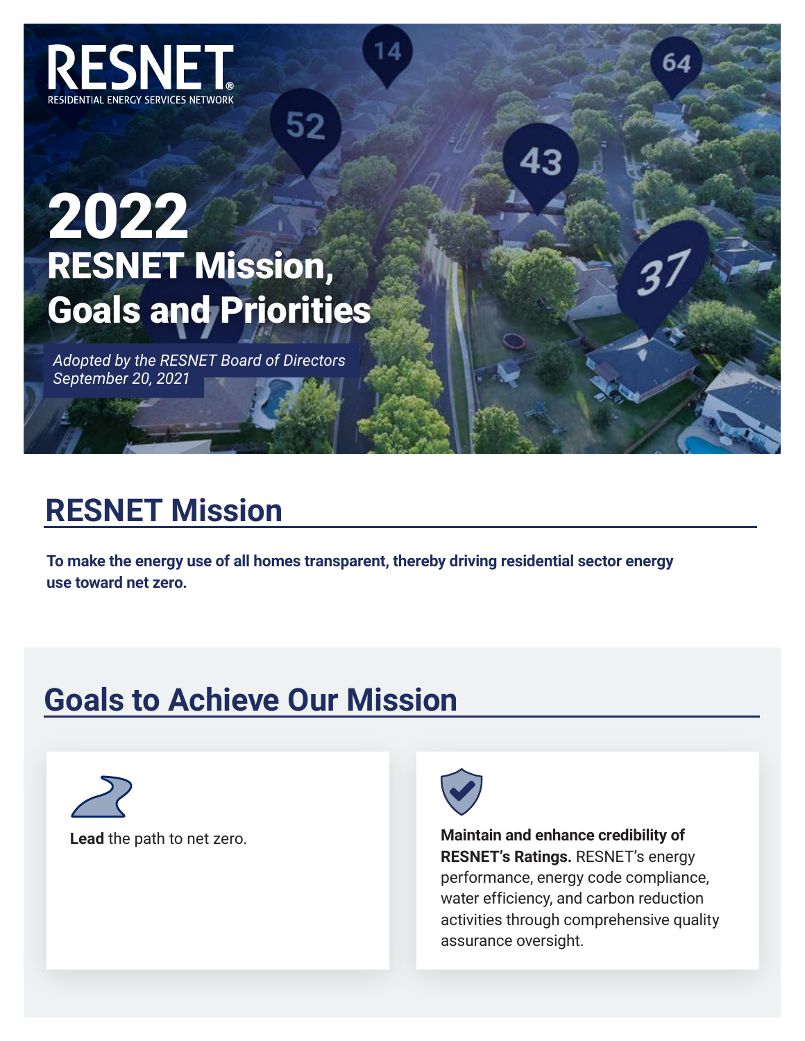RESNET
RESIDENTIAL ENERGY SERVICES NETWORK

# 2022 RESNET Mission, Goals and Priorities

*Adopted by the RESNET Board of Directors September 20, 2021*

## RESNET Mission

**To make the energy use of all homes transparent, thereby driving residential sector energy use toward net zero.**

## Goals to Achieve Our Mission

**Lead** the path to net zero.

**Maintain and enhance credibility of RESNET's Ratings.** RESNET's energy performance, energy code compliance, water efficiency, and carbon reduction activities through comprehensive quality assurance oversight.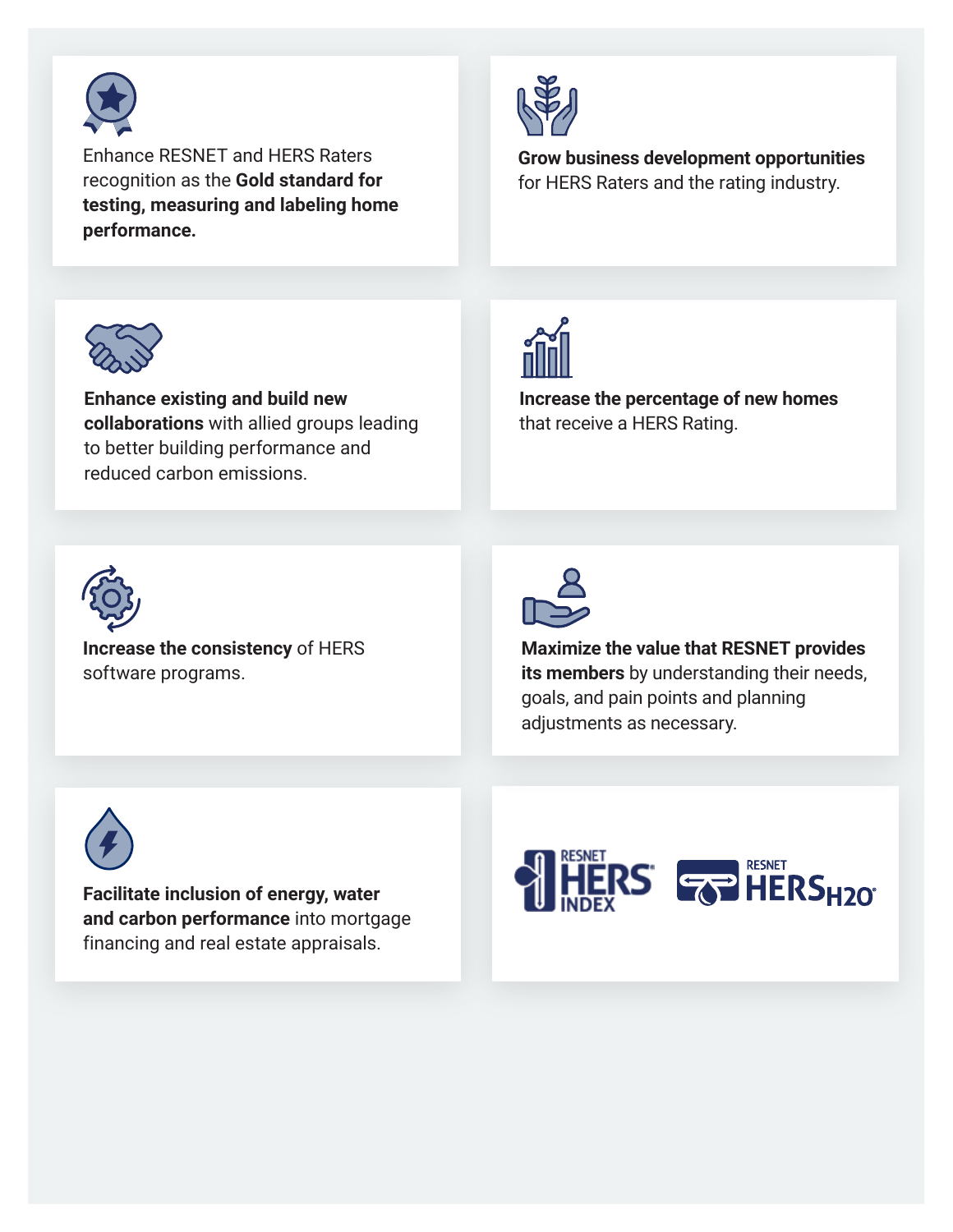Enhance RESNET and HERS Raters recognition as the **Gold standard for testing, measuring and labeling home performance.**

**Grow business development opportunities** for HERS Raters and the rating industry.

**Enhance existing and build new collaborations** with allied groups leading to better building performance and reduced carbon emissions.

**Increase the percentage of new homes** that receive a HERS Rating.

**Increase the consistency** of HERS software programs.

**Maximize the value that RESNET provides its members** by understanding their needs, goals, and pain points and planning adjustments as necessary.

**Facilitate inclusion of energy, water and carbon performance** into mortgage financing and real estate appraisals.

RESNET HERS® INDEX

RESNET HERS H2O®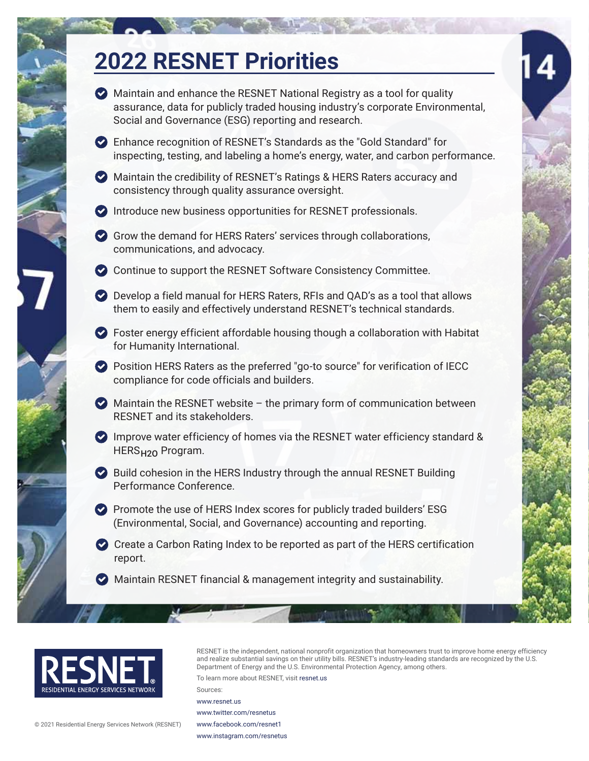# 2022 RESNET Priorities

- Maintain and enhance the RESNET National Registry as a tool for quality assurance, data for publicly traded housing industry's corporate Environmental, Social and Governance (ESG) reporting and research.
- Enhance recognition of RESNET's Standards as the "Gold Standard" for inspecting, testing, and labeling a home's energy, water, and carbon performance.
- Maintain the credibility of RESNET's Ratings & HERS Raters accuracy and consistency through quality assurance oversight.
- Introduce new business opportunities for RESNET professionals.
- Grow the demand for HERS Raters' services through collaborations, communications, and advocacy.
- Continue to support the RESNET Software Consistency Committee.
- Develop a field manual for HERS Raters, RFIs and QAD's as a tool that allows them to easily and effectively understand RESNET's technical standards.
- Foster energy efficient affordable housing though a collaboration with Habitat for Humanity International.
- Position HERS Raters as the preferred "go-to source" for verification of IECC compliance for code officials and builders.
- Maintain the RESNET website – the primary form of communication between RESNET and its stakeholders.
- Improve water efficiency of homes via the RESNET water efficiency standard & $HERS_{H2O}$ Program.
- Build cohesion in the HERS Industry through the annual RESNET Building Performance Conference.
- Promote the use of HERS Index scores for publicly traded builders' ESG (Environmental, Social, and Governance) accounting and reporting.
- Create a Carbon Rating Index to be reported as part of the HERS certification report.
- Maintain RESNET financial & management integrity and sustainability.

RESNET
RESIDENTIAL ENERGY SERVICES NETWORK

RESNET is the independent, national nonprofit organization that homeowners trust to improve home energy efficiency and realize substantial savings on their utility bills. RESNET's industry-leading standards are recognized by the U.S. Department of Energy and the U.S. Environmental Protection Agency, among others.

To learn more about RESNET, visit resnet.us

Sources:

www.resnet.us

www.twitter.com/resnetus

www.facebook.com/resnet1

www.instagram.com/resnetus

© 2021 Residential Energy Services Network (RESNET)